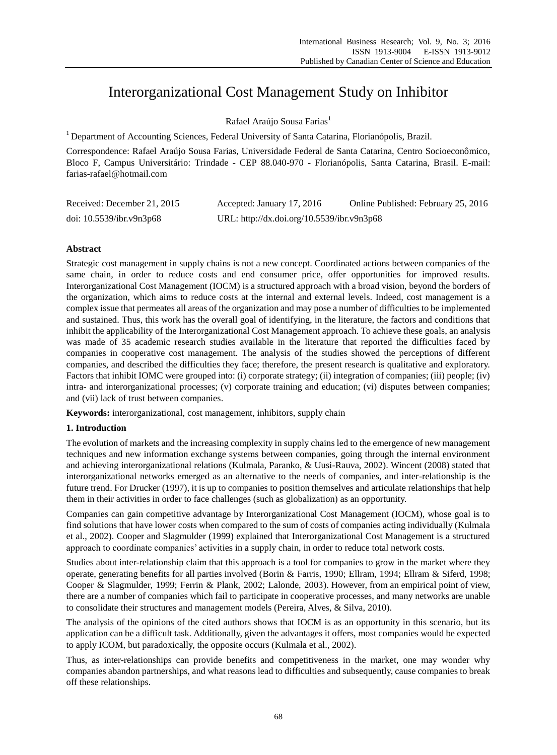# Interorganizational Cost Management Study on Inhibitor

Rafael Araújo Sousa Farias[1]

[1] Department of Accounting Sciences, Federal University of Santa Catarina, Florianópolis, Brazil.

Correspondence: Rafael Araújo Sousa Farias, Universidade Federal de Santa Catarina, Centro Socioeconômico, Bloco F, Campus Universitário: Trindade - CEP 88.040-970 - Florianópolis, Santa Catarina, Brasil. E-mail: farias-rafael@hotmail.com

Received: December 21, 2015 Accepted: January 17, 2016 Online Published: February 25, 2016

doi: 10.5539/ibr.v9n3p68 URL: http://dx.doi.org/10.5539/ibr.v9n3p68

**Abstract**

Strategic cost management in supply chains is not a new concept. Coordinated actions between companies of the same chain, in order to reduce costs and end consumer price, offer opportunities for improved results. Interorganizational Cost Management (IOCM) is a structured approach with a broad vision, beyond the borders of the organization, which aims to reduce costs at the internal and external levels. Indeed, cost management is a complex issue that permeates all areas of the organization and may pose a number of difficulties to be implemented and sustained. Thus, this work has the overall goal of identifying, in the literature, the factors and conditions that inhibit the applicability of the Interorganizational Cost Management approach. To achieve these goals, an analysis was made of 35 academic research studies available in the literature that reported the difficulties faced by companies in cooperative cost management. The analysis of the studies showed the perceptions of different companies, and described the difficulties they face; therefore, the present research is qualitative and exploratory. Factors that inhibit IOMC were grouped into: (i) corporate strategy; (ii) integration of companies; (iii) people; (iv) intra- and interorganizational processes; (v) corporate training and education; (vi) disputes between companies; and (vii) lack of trust between companies.

**Keywords:** interorganizational, cost management, inhibitors, supply chain

## 1. Introduction

The evolution of markets and the increasing complexity in supply chains led to the emergence of new management techniques and new information exchange systems between companies, going through the internal environment and achieving interorganizational relations (Kulmala, Paranko, & Uusi-Rauva, 2002). Wincent (2008) stated that interorganizational networks emerged as an alternative to the needs of companies, and inter-relationship is the future trend. For Drucker (1997), it is up to companies to position themselves and articulate relationships that help them in their activities in order to face challenges (such as globalization) as an opportunity.

Companies can gain competitive advantage by Interorganizational Cost Management (IOCM), whose goal is to find solutions that have lower costs when compared to the sum of costs of companies acting individually (Kulmala et al., 2002). Cooper and Slagmulder (1999) explained that Interorganizational Cost Management is a structured approach to coordinate companies' activities in a supply chain, in order to reduce total network costs.

Studies about inter-relationship claim that this approach is a tool for companies to grow in the market where they operate, generating benefits for all parties involved (Borin & Farris, 1990; Ellram, 1994; Ellram & Siferd, 1998; Cooper & Slagmulder, 1999; Ferrin & Plank, 2002; Lalonde, 2003). However, from an empirical point of view, there are a number of companies which fail to participate in cooperative processes, and many networks are unable to consolidate their structures and management models (Pereira, Alves, & Silva, 2010).

The analysis of the opinions of the cited authors shows that IOCM is as an opportunity in this scenario, but its application can be a difficult task. Additionally, given the advantages it offers, most companies would be expected to apply ICOM, but paradoxically, the opposite occurs (Kulmala et al., 2002).

Thus, as inter-relationships can provide benefits and competitiveness in the market, one may wonder why companies abandon partnerships, and what reasons lead to difficulties and subsequently, cause companies to break off these relationships.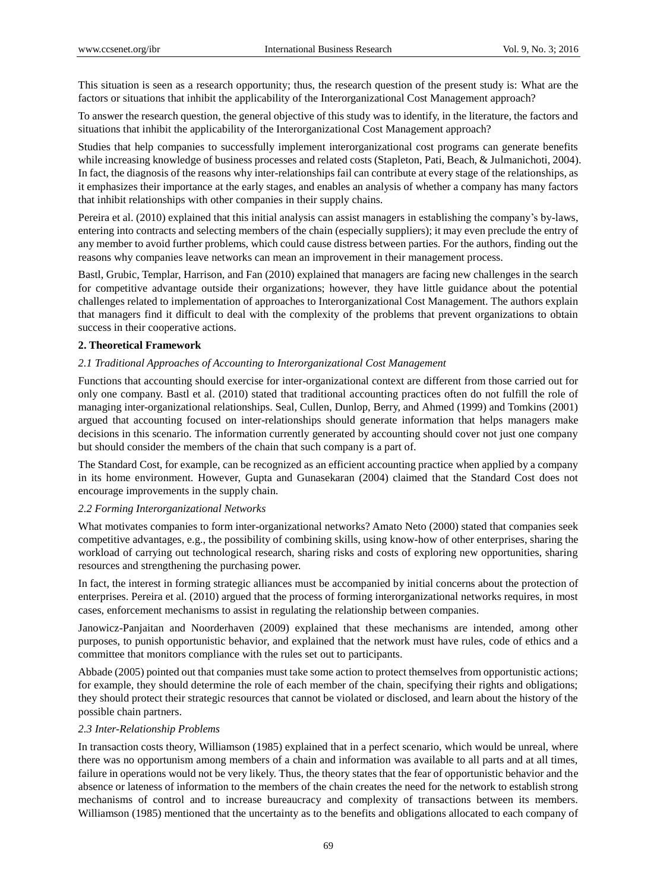This situation is seen as a research opportunity; thus, the research question of the present study is: What are the factors or situations that inhibit the applicability of the Interorganizational Cost Management approach?

To answer the research question, the general objective of this study was to identify, in the literature, the factors and situations that inhibit the applicability of the Interorganizational Cost Management approach?

Studies that help companies to successfully implement interorganizational cost programs can generate benefits while increasing knowledge of business processes and related costs (Stapleton, Pati, Beach, & Julmanichoti, 2004). In fact, the diagnosis of the reasons why inter-relationships fail can contribute at every stage of the relationships, as it emphasizes their importance at the early stages, and enables an analysis of whether a company has many factors that inhibit relationships with other companies in their supply chains.

Pereira et al. (2010) explained that this initial analysis can assist managers in establishing the company's by-laws, entering into contracts and selecting members of the chain (especially suppliers); it may even preclude the entry of any member to avoid further problems, which could cause distress between parties. For the authors, finding out the reasons why companies leave networks can mean an improvement in their management process.

Bastl, Grubic, Templar, Harrison, and Fan (2010) explained that managers are facing new challenges in the search for competitive advantage outside their organizations; however, they have little guidance about the potential challenges related to implementation of approaches to Interorganizational Cost Management. The authors explain that managers find it difficult to deal with the complexity of the problems that prevent organizations to obtain success in their cooperative actions.

## 2. Theoretical Framework

### *2.1 Traditional Approaches of Accounting to Interorganizational Cost Management*

Functions that accounting should exercise for inter-organizational context are different from those carried out for only one company. Bastl et al. (2010) stated that traditional accounting practices often do not fulfill the role of managing inter-organizational relationships. Seal, Cullen, Dunlop, Berry, and Ahmed (1999) and Tomkins (2001) argued that accounting focused on inter-relationships should generate information that helps managers make decisions in this scenario. The information currently generated by accounting should cover not just one company but should consider the members of the chain that such company is a part of.

The Standard Cost, for example, can be recognized as an efficient accounting practice when applied by a company in its home environment. However, Gupta and Gunasekaran (2004) claimed that the Standard Cost does not encourage improvements in the supply chain.

### *2.2 Forming Interorganizational Networks*

What motivates companies to form inter-organizational networks? Amato Neto (2000) stated that companies seek competitive advantages, e.g., the possibility of combining skills, using know-how of other enterprises, sharing the workload of carrying out technological research, sharing risks and costs of exploring new opportunities, sharing resources and strengthening the purchasing power.

In fact, the interest in forming strategic alliances must be accompanied by initial concerns about the protection of enterprises. Pereira et al. (2010) argued that the process of forming interorganizational networks requires, in most cases, enforcement mechanisms to assist in regulating the relationship between companies.

Janowicz-Panjaitan and Noorderhaven (2009) explained that these mechanisms are intended, among other purposes, to punish opportunistic behavior, and explained that the network must have rules, code of ethics and a committee that monitors compliance with the rules set out to participants.

Abbade (2005) pointed out that companies must take some action to protect themselves from opportunistic actions; for example, they should determine the role of each member of the chain, specifying their rights and obligations; they should protect their strategic resources that cannot be violated or disclosed, and learn about the history of the possible chain partners.

### *2.3 Inter-Relationship Problems*

In transaction costs theory, Williamson (1985) explained that in a perfect scenario, which would be unreal, where there was no opportunism among members of a chain and information was available to all parts and at all times, failure in operations would not be very likely. Thus, the theory states that the fear of opportunistic behavior and the absence or lateness of information to the members of the chain creates the need for the network to establish strong mechanisms of control and to increase bureaucracy and complexity of transactions between its members. Williamson (1985) mentioned that the uncertainty as to the benefits and obligations allocated to each company of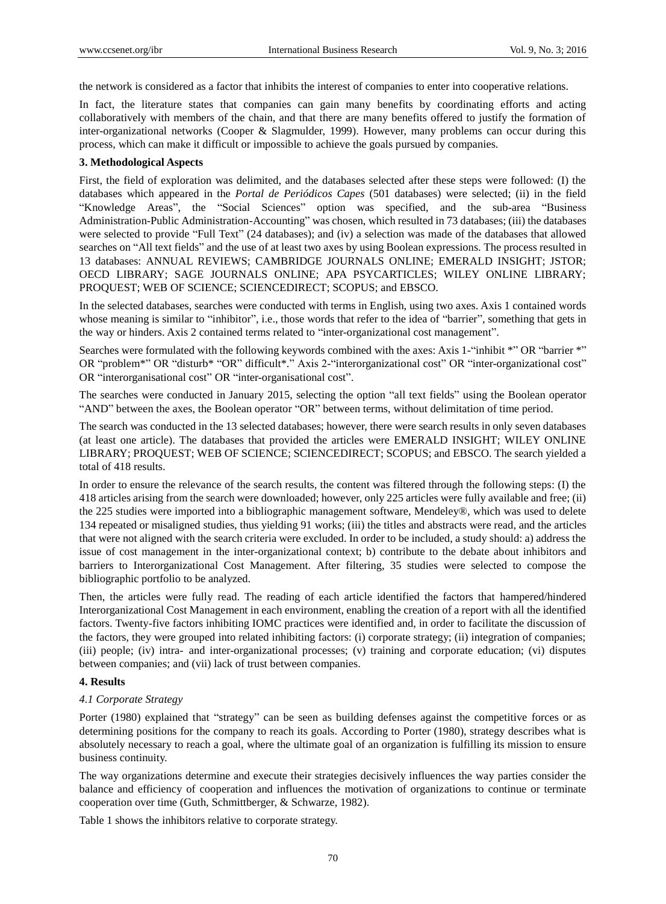the network is considered as a factor that inhibits the interest of companies to enter into cooperative relations.

In fact, the literature states that companies can gain many benefits by coordinating efforts and acting collaboratively with members of the chain, and that there are many benefits offered to justify the formation of inter-organizational networks (Cooper & Slagmulder, 1999). However, many problems can occur during this process, which can make it difficult or impossible to achieve the goals pursued by companies.

## 3. Methodological Aspects

First, the field of exploration was delimited, and the databases selected after these steps were followed: (I) the databases which appeared in the *Portal de Periódicos Capes* (501 databases) were selected; (ii) in the field "Knowledge Areas", the "Social Sciences" option was specified, and the sub-area "Business Administration-Public Administration-Accounting" was chosen, which resulted in 73 databases; (iii) the databases were selected to provide "Full Text" (24 databases); and (iv) a selection was made of the databases that allowed searches on "All text fields" and the use of at least two axes by using Boolean expressions. The process resulted in 13 databases: ANNUAL REVIEWS; CAMBRIDGE JOURNALS ONLINE; EMERALD INSIGHT; JSTOR; OECD LIBRARY; SAGE JOURNALS ONLINE; APA PSYCARTICLES; WILEY ONLINE LIBRARY; PROQUEST; WEB OF SCIENCE; SCIENCEDIRECT; SCOPUS; and EBSCO.

In the selected databases, searches were conducted with terms in English, using two axes. Axis 1 contained words whose meaning is similar to "inhibitor", i.e., those words that refer to the idea of "barrier", something that gets in the way or hinders. Axis 2 contained terms related to "inter-organizational cost management".

Searches were formulated with the following keywords combined with the axes: Axis 1-"inhibit *" OR "barrier *" OR "problem*" OR "disturb* "OR" difficult*." Axis 2-"interorganizational cost" OR "inter-organizational cost" OR "interorganisational cost" OR "inter-organisational cost".

The searches were conducted in January 2015, selecting the option "all text fields" using the Boolean operator "AND" between the axes, the Boolean operator "OR" between terms, without delimitation of time period.

The search was conducted in the 13 selected databases; however, there were search results in only seven databases (at least one article). The databases that provided the articles were EMERALD INSIGHT; WILEY ONLINE LIBRARY; PROQUEST; WEB OF SCIENCE; SCIENCEDIRECT; SCOPUS; and EBSCO. The search yielded a total of 418 results.

In order to ensure the relevance of the search results, the content was filtered through the following steps: (I) the 418 articles arising from the search were downloaded; however, only 225 articles were fully available and free; (ii) the 225 studies were imported into a bibliographic management software, Mendeley®, which was used to delete 134 repeated or misaligned studies, thus yielding 91 works; (iii) the titles and abstracts were read, and the articles that were not aligned with the search criteria were excluded. In order to be included, a study should: a) address the issue of cost management in the inter-organizational context; b) contribute to the debate about inhibitors and barriers to Interorganizational Cost Management. After filtering, 35 studies were selected to compose the bibliographic portfolio to be analyzed.

Then, the articles were fully read. The reading of each article identified the factors that hampered/hindered Interorganizational Cost Management in each environment, enabling the creation of a report with all the identified factors. Twenty-five factors inhibiting IOMC practices were identified and, in order to facilitate the discussion of the factors, they were grouped into related inhibiting factors: (i) corporate strategy; (ii) integration of companies; (iii) people; (iv) intra- and inter-organizational processes; (v) training and corporate education; (vi) disputes between companies; and (vii) lack of trust between companies.

## 4. Results

### *4.1 Corporate Strategy*

Porter (1980) explained that "strategy" can be seen as building defenses against the competitive forces or as determining positions for the company to reach its goals. According to Porter (1980), strategy describes what is absolutely necessary to reach a goal, where the ultimate goal of an organization is fulfilling its mission to ensure business continuity.

The way organizations determine and execute their strategies decisively influences the way parties consider the balance and efficiency of cooperation and influences the motivation of organizations to continue or terminate cooperation over time (Guth, Schmittberger, & Schwarze, 1982).

Table 1 shows the inhibitors relative to corporate strategy.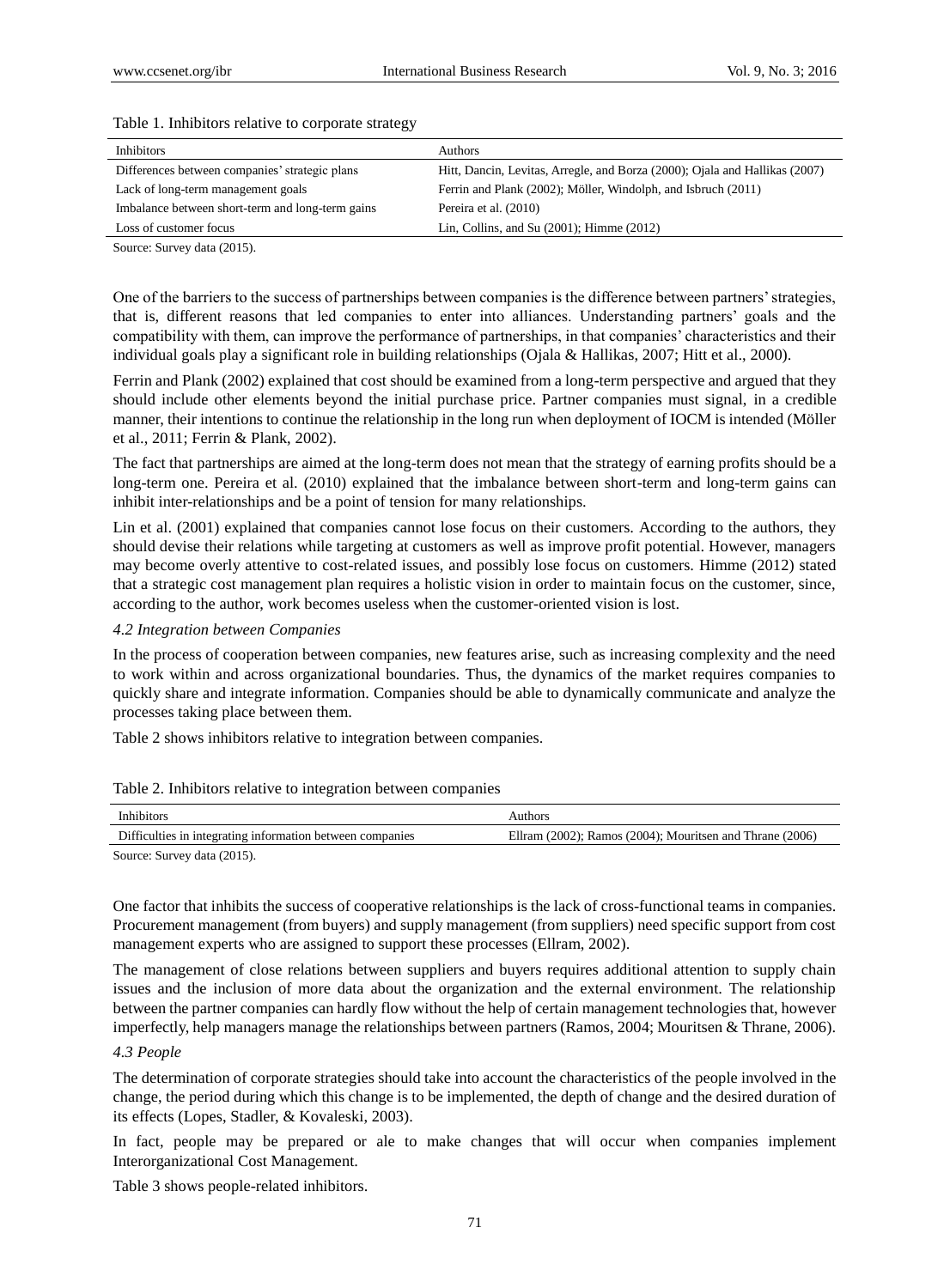Table 1. Inhibitors relative to corporate strategy

| Inhibitors | Authors |
|---|---|
| Differences between companies' strategic plans | Hitt, Dancin, Levitas, Arregle, and Borza (2000); Ojala and Hallikas (2007) |
| Lack of long-term management goals | Ferrin and Plank (2002); Möller, Windolph, and Isbruch (2011) |
| Imbalance between short-term and long-term gains | Pereira et al. (2010) |
| Loss of customer focus | Lin, Collins, and Su (2001); Himme (2012) |

Source: Survey data (2015).

One of the barriers to the success of partnerships between companies is the difference between partners' strategies, that is, different reasons that led companies to enter into alliances. Understanding partners' goals and the compatibility with them, can improve the performance of partnerships, in that companies' characteristics and their individual goals play a significant role in building relationships (Ojala & Hallikas, 2007; Hitt et al., 2000).

Ferrin and Plank (2002) explained that cost should be examined from a long-term perspective and argued that they should include other elements beyond the initial purchase price. Partner companies must signal, in a credible manner, their intentions to continue the relationship in the long run when deployment of IOCM is intended (Möller et al., 2011; Ferrin & Plank, 2002).

The fact that partnerships are aimed at the long-term does not mean that the strategy of earning profits should be a long-term one. Pereira et al. (2010) explained that the imbalance between short-term and long-term gains can inhibit inter-relationships and be a point of tension for many relationships.

Lin et al. (2001) explained that companies cannot lose focus on their customers. According to the authors, they should devise their relations while targeting at customers as well as improve profit potential. However, managers may become overly attentive to cost-related issues, and possibly lose focus on customers. Himme (2012) stated that a strategic cost management plan requires a holistic vision in order to maintain focus on the customer, since, according to the author, work becomes useless when the customer-oriented vision is lost.

### *4.2 Integration between Companies*

In the process of cooperation between companies, new features arise, such as increasing complexity and the need to work within and across organizational boundaries. Thus, the dynamics of the market requires companies to quickly share and integrate information. Companies should be able to dynamically communicate and analyze the processes taking place between them.

Table 2 shows inhibitors relative to integration between companies.

Table 2. Inhibitors relative to integration between companies

| Inhibitors | Authors |
|---|---|
| Difficulties in integrating information between companies | Ellram (2002); Ramos (2004); Mouritsen and Thrane (2006) |

Source: Survey data (2015).

One factor that inhibits the success of cooperative relationships is the lack of cross-functional teams in companies. Procurement management (from buyers) and supply management (from suppliers) need specific support from cost management experts who are assigned to support these processes (Ellram, 2002).

The management of close relations between suppliers and buyers requires additional attention to supply chain issues and the inclusion of more data about the organization and the external environment. The relationship between the partner companies can hardly flow without the help of certain management technologies that, however imperfectly, help managers manage the relationships between partners (Ramos, 2004; Mouritsen & Thrane, 2006).

### *4.3 People*

The determination of corporate strategies should take into account the characteristics of the people involved in the change, the period during which this change is to be implemented, the depth of change and the desired duration of its effects (Lopes, Stadler, & Kovaleski, 2003).

In fact, people may be prepared or ale to make changes that will occur when companies implement Interorganizational Cost Management.

Table 3 shows people-related inhibitors.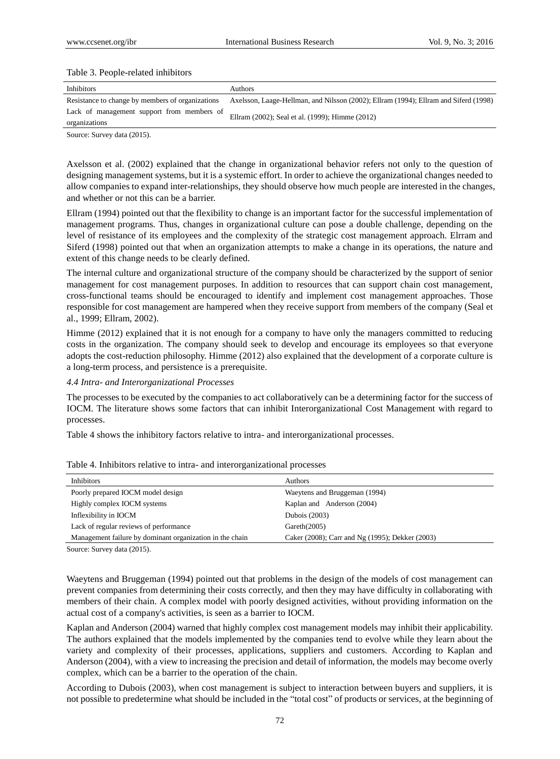Table 3. People-related inhibitors

| Inhibitors | Authors |
|---|---|
| Resistance to change by members of organizations | Axelsson, Laage-Hellman, and Nilsson (2002); Ellram (1994); Ellram and Siferd (1998) |
| Lack of management support from members of organizations | Ellram (2002); Seal et al. (1999); Himme (2012) |

Source: Survey data (2015).

Axelsson et al. (2002) explained that the change in organizational behavior refers not only to the question of designing management systems, but it is a systemic effort. In order to achieve the organizational changes needed to allow companies to expand inter-relationships, they should observe how much people are interested in the changes, and whether or not this can be a barrier.

Ellram (1994) pointed out that the flexibility to change is an important factor for the successful implementation of management programs. Thus, changes in organizational culture can pose a double challenge, depending on the level of resistance of its employees and the complexity of the strategic cost management approach. Elrram and Siferd (1998) pointed out that when an organization attempts to make a change in its operations, the nature and extent of this change needs to be clearly defined.

The internal culture and organizational structure of the company should be characterized by the support of senior management for cost management purposes. In addition to resources that can support chain cost management, cross-functional teams should be encouraged to identify and implement cost management approaches. Those responsible for cost management are hampered when they receive support from members of the company (Seal et al., 1999; Ellram, 2002).

Himme (2012) explained that it is not enough for a company to have only the managers committed to reducing costs in the organization. The company should seek to develop and encourage its employees so that everyone adopts the cost-reduction philosophy. Himme (2012) also explained that the development of a corporate culture is a long-term process, and persistence is a prerequisite.

*4.4 Intra- and Interorganizational Processes*

The processes to be executed by the companies to act collaboratively can be a determining factor for the success of IOCM. The literature shows some factors that can inhibit Interorganizational Cost Management with regard to processes.

Table 4 shows the inhibitory factors relative to intra- and interorganizational processes.

Table 4. Inhibitors relative to intra- and interorganizational processes

| Inhibitors | Authors |
|---|---|
| Poorly prepared IOCM model design | Waeytens and Bruggeman (1994) |
| Highly complex IOCM systems | Kaplan and Anderson (2004) |
| Inflexibility in IOCM | Dubois (2003) |
| Lack of regular reviews of performance | Gareth(2005) |
| Management failure by dominant organization in the chain | Caker (2008); Carr and Ng (1995); Dekker (2003) |

Source: Survey data (2015).

Waeytens and Bruggeman (1994) pointed out that problems in the design of the models of cost management can prevent companies from determining their costs correctly, and then they may have difficulty in collaborating with members of their chain. A complex model with poorly designed activities, without providing information on the actual cost of a company's activities, is seen as a barrier to IOCM.

Kaplan and Anderson (2004) warned that highly complex cost management models may inhibit their applicability. The authors explained that the models implemented by the companies tend to evolve while they learn about the variety and complexity of their processes, applications, suppliers and customers. According to Kaplan and Anderson (2004), with a view to increasing the precision and detail of information, the models may become overly complex, which can be a barrier to the operation of the chain.

According to Dubois (2003), when cost management is subject to interaction between buyers and suppliers, it is not possible to predetermine what should be included in the "total cost" of products or services, at the beginning of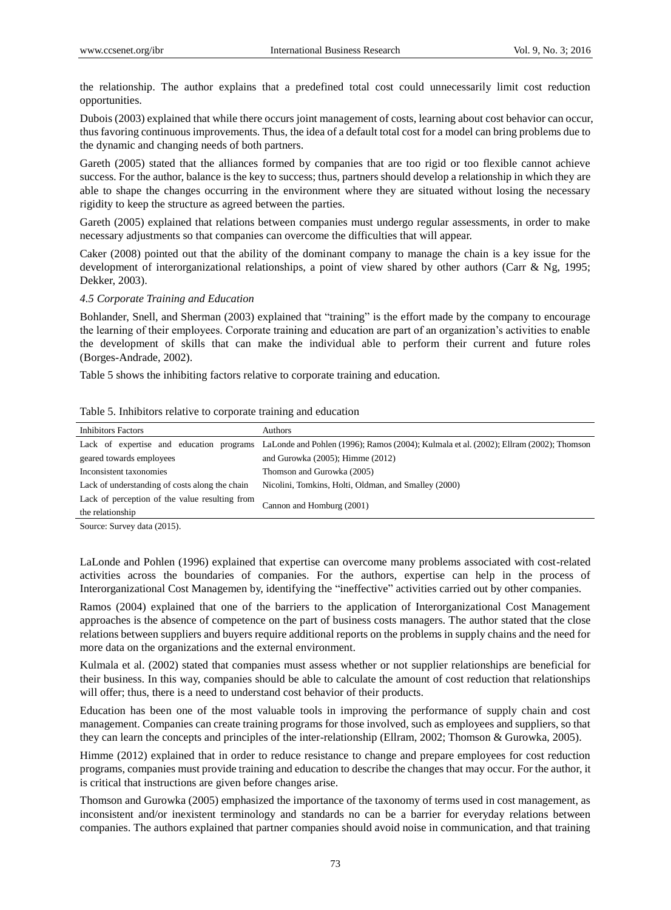the relationship. The author explains that a predefined total cost could unnecessarily limit cost reduction opportunities.

Dubois (2003) explained that while there occurs joint management of costs, learning about cost behavior can occur, thus favoring continuous improvements. Thus, the idea of a default total cost for a model can bring problems due to the dynamic and changing needs of both partners.

Gareth (2005) stated that the alliances formed by companies that are too rigid or too flexible cannot achieve success. For the author, balance is the key to success; thus, partners should develop a relationship in which they are able to shape the changes occurring in the environment where they are situated without losing the necessary rigidity to keep the structure as agreed between the parties.

Gareth (2005) explained that relations between companies must undergo regular assessments, in order to make necessary adjustments so that companies can overcome the difficulties that will appear.

Caker (2008) pointed out that the ability of the dominant company to manage the chain is a key issue for the development of interorganizational relationships, a point of view shared by other authors (Carr & Ng, 1995; Dekker, 2003).

### *4.5 Corporate Training and Education*

Bohlander, Snell, and Sherman (2003) explained that "training" is the effort made by the company to encourage the learning of their employees. Corporate training and education are part of an organization's activities to enable the development of skills that can make the individual able to perform their current and future roles (Borges-Andrade, 2002).

Table 5 shows the inhibiting factors relative to corporate training and education.

Table 5. Inhibitors relative to corporate training and education

| Inhibitors Factors | Authors |
|---|---|
| Lack of expertise and education programs geared towards employees | LaLonde and Pohlen (1996); Ramos (2004); Kulmala et al. (2002); Ellram (2002); Thomson and Gurowka (2005); Himme (2012) |
| Inconsistent taxonomies | Thomson and Gurowka (2005) |
| Lack of understanding of costs along the chain | Nicolini, Tomkins, Holti, Oldman, and Smalley (2000) |
| Lack of perception of the value resulting from the relationship | Cannon and Homburg (2001) |

Source: Survey data (2015).

LaLonde and Pohlen (1996) explained that expertise can overcome many problems associated with cost-related activities across the boundaries of companies. For the authors, expertise can help in the process of Interorganizational Cost Managemen by, identifying the "ineffective" activities carried out by other companies.

Ramos (2004) explained that one of the barriers to the application of Interorganizational Cost Management approaches is the absence of competence on the part of business costs managers. The author stated that the close relations between suppliers and buyers require additional reports on the problems in supply chains and the need for more data on the organizations and the external environment.

Kulmala et al. (2002) stated that companies must assess whether or not supplier relationships are beneficial for their business. In this way, companies should be able to calculate the amount of cost reduction that relationships will offer; thus, there is a need to understand cost behavior of their products.

Education has been one of the most valuable tools in improving the performance of supply chain and cost management. Companies can create training programs for those involved, such as employees and suppliers, so that they can learn the concepts and principles of the inter-relationship (Ellram, 2002; Thomson & Gurowka, 2005).

Himme (2012) explained that in order to reduce resistance to change and prepare employees for cost reduction programs, companies must provide training and education to describe the changes that may occur. For the author, it is critical that instructions are given before changes arise.

Thomson and Gurowka (2005) emphasized the importance of the taxonomy of terms used in cost management, as inconsistent and/or inexistent terminology and standards no can be a barrier for everyday relations between companies. The authors explained that partner companies should avoid noise in communication, and that training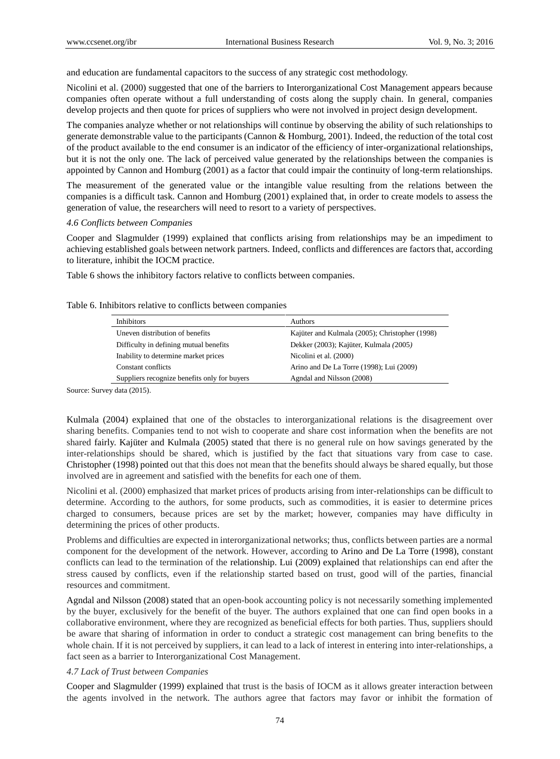and education are fundamental capacitors to the success of any strategic cost methodology.

Nicolini et al. (2000) suggested that one of the barriers to Interorganizational Cost Management appears because companies often operate without a full understanding of costs along the supply chain. In general, companies develop projects and then quote for prices of suppliers who were not involved in project design development.

The companies analyze whether or not relationships will continue by observing the ability of such relationships to generate demonstrable value to the participants (Cannon & Homburg, 2001). Indeed, the reduction of the total cost of the product available to the end consumer is an indicator of the efficiency of inter-organizational relationships, but it is not the only one. The lack of perceived value generated by the relationships between the companies is appointed by Cannon and Homburg (2001) as a factor that could impair the continuity of long-term relationships.

The measurement of the generated value or the intangible value resulting from the relations between the companies is a difficult task. Cannon and Homburg (2001) explained that, in order to create models to assess the generation of value, the researchers will need to resort to a variety of perspectives.

*4.6 Conflicts between Companies*

Cooper and Slagmulder (1999) explained that conflicts arising from relationships may be an impediment to achieving established goals between network partners. Indeed, conflicts and differences are factors that, according to literature, inhibit the IOCM practice.

Table 6 shows the inhibitory factors relative to conflicts between companies.

Table 6. Inhibitors relative to conflicts between companies

| Inhibitors | Authors |
|---|---|
| Uneven distribution of benefits | Kajüter and Kulmala (2005); Christopher (1998) |
| Difficulty in defining mutual benefits | Dekker (2003); Kajüter, Kulmala *(2005)* |
| Inability to determine market prices | Nicolini et al. (2000) |
| Constant conflicts | Arino and De La Torre (1998); Lui (2009) |
| Suppliers recognize benefits only for buyers | Agndal and Nilsson (2008) |

Source: Survey data (2015).

Kulmala (2004) explained that one of the obstacles to interorganizational relations is the disagreement over sharing benefits. Companies tend to not wish to cooperate and share cost information when the benefits are not shared fairly. Kajüter and Kulmala (2005) stated that there is no general rule on how savings generated by the inter-relationships should be shared, which is justified by the fact that situations vary from case to case. Christopher (1998) pointed out that this does not mean that the benefits should always be shared equally, but those involved are in agreement and satisfied with the benefits for each one of them.

Nicolini et al. (2000) emphasized that market prices of products arising from inter-relationships can be difficult to determine. According to the authors, for some products, such as commodities, it is easier to determine prices charged to consumers, because prices are set by the market; however, companies may have difficulty in determining the prices of other products.

Problems and difficulties are expected in interorganizational networks; thus, conflicts between parties are a normal component for the development of the network. However, according to Arino and De La Torre (1998), constant conflicts can lead to the termination of the relationship. Lui (2009) explained that relationships can end after the stress caused by conflicts, even if the relationship started based on trust, good will of the parties, financial resources and commitment.

Agndal and Nilsson (2008) stated that an open-book accounting policy is not necessarily something implemented by the buyer, exclusively for the benefit of the buyer. The authors explained that one can find open books in a collaborative environment, where they are recognized as beneficial effects for both parties. Thus, suppliers should be aware that sharing of information in order to conduct a strategic cost management can bring benefits to the whole chain. If it is not perceived by suppliers, it can lead to a lack of interest in entering into inter-relationships, a fact seen as a barrier to Interorganizational Cost Management.

*4.7 Lack of Trust between Companies*

Cooper and Slagmulder (1999) explained that trust is the basis of IOCM as it allows greater interaction between the agents involved in the network. The authors agree that factors may favor or inhibit the formation of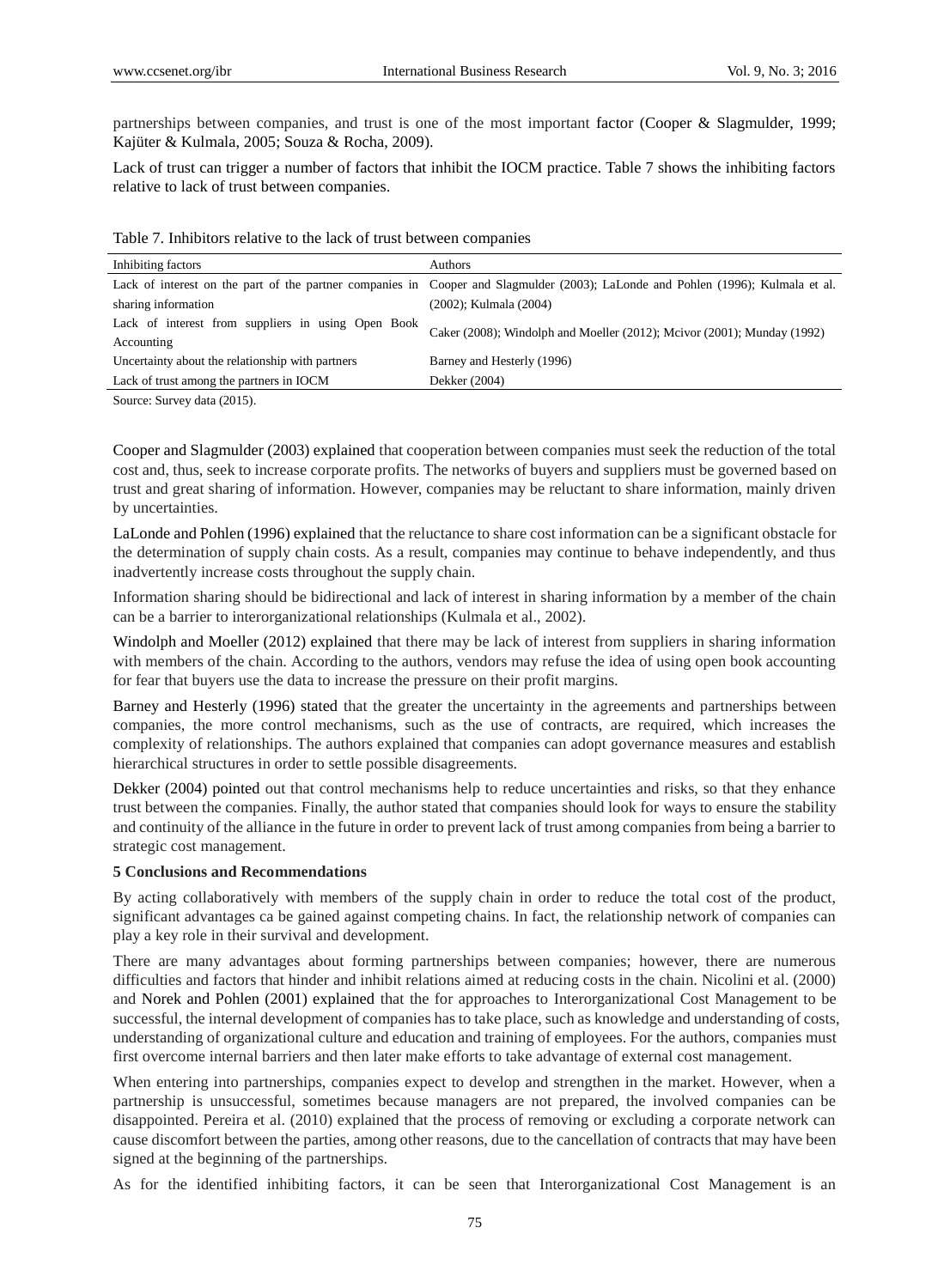partnerships between companies, and trust is one of the most important factor (Cooper & Slagmulder, 1999; Kajüter & Kulmala, 2005; Souza & Rocha, 2009).

Lack of trust can trigger a number of factors that inhibit the IOCM practice. Table 7 shows the inhibiting factors relative to lack of trust between companies.

Table 7. Inhibitors relative to the lack of trust between companies

| Inhibiting factors | Authors |
|---|---|
| Lack of interest on the part of the partner companies in sharing information | Cooper and Slagmulder (2003); LaLonde and Pohlen (1996); Kulmala et al. (2002); Kulmala (2004) |
| Lack of interest from suppliers in using Open Book Accounting | Caker (2008); Windolph and Moeller (2012); Mcivor (2001); Munday (1992) |
| Uncertainty about the relationship with partners | Barney and Hesterly (1996) |
| Lack of trust among the partners in IOCM | Dekker (2004) |

Source: Survey data (2015).

Cooper and Slagmulder (2003) explained that cooperation between companies must seek the reduction of the total cost and, thus, seek to increase corporate profits. The networks of buyers and suppliers must be governed based on trust and great sharing of information. However, companies may be reluctant to share information, mainly driven by uncertainties.

LaLonde and Pohlen (1996) explained that the reluctance to share cost information can be a significant obstacle for the determination of supply chain costs. As a result, companies may continue to behave independently, and thus inadvertently increase costs throughout the supply chain.

Information sharing should be bidirectional and lack of interest in sharing information by a member of the chain can be a barrier to interorganizational relationships (Kulmala et al., 2002).

Windolph and Moeller (2012) explained that there may be lack of interest from suppliers in sharing information with members of the chain. According to the authors, vendors may refuse the idea of using open book accounting for fear that buyers use the data to increase the pressure on their profit margins.

Barney and Hesterly (1996) stated that the greater the uncertainty in the agreements and partnerships between companies, the more control mechanisms, such as the use of contracts, are required, which increases the complexity of relationships. The authors explained that companies can adopt governance measures and establish hierarchical structures in order to settle possible disagreements.

Dekker (2004) pointed out that control mechanisms help to reduce uncertainties and risks, so that they enhance trust between the companies. Finally, the author stated that companies should look for ways to ensure the stability and continuity of the alliance in the future in order to prevent lack of trust among companies from being a barrier to strategic cost management.

**5 Conclusions and Recommendations**

By acting collaboratively with members of the supply chain in order to reduce the total cost of the product, significant advantages ca be gained against competing chains. In fact, the relationship network of companies can play a key role in their survival and development.

There are many advantages about forming partnerships between companies; however, there are numerous difficulties and factors that hinder and inhibit relations aimed at reducing costs in the chain. Nicolini et al. (2000) and Norek and Pohlen (2001) explained that the for approaches to Interorganizational Cost Management to be successful, the internal development of companies has to take place, such as knowledge and understanding of costs, understanding of organizational culture and education and training of employees. For the authors, companies must first overcome internal barriers and then later make efforts to take advantage of external cost management.

When entering into partnerships, companies expect to develop and strengthen in the market. However, when a partnership is unsuccessful, sometimes because managers are not prepared, the involved companies can be disappointed. Pereira et al. (2010) explained that the process of removing or excluding a corporate network can cause discomfort between the parties, among other reasons, due to the cancellation of contracts that may have been signed at the beginning of the partnerships.

As for the identified inhibiting factors, it can be seen that Interorganizational Cost Management is an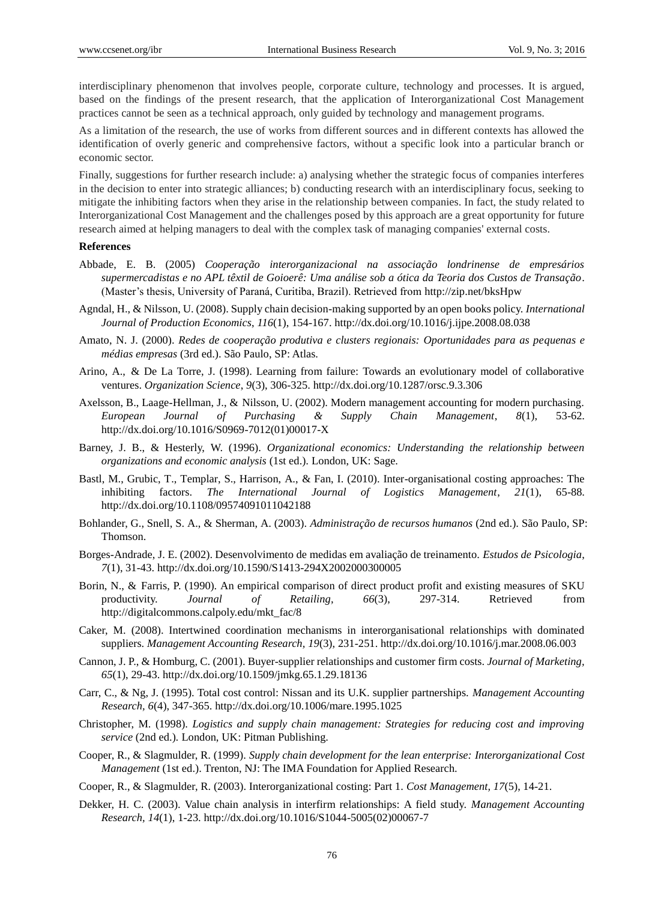interdisciplinary phenomenon that involves people, corporate culture, technology and processes. It is argued, based on the findings of the present research, that the application of Interorganizational Cost Management practices cannot be seen as a technical approach, only guided by technology and management programs.

As a limitation of the research, the use of works from different sources and in different contexts has allowed the identification of overly generic and comprehensive factors, without a specific look into a particular branch or economic sector.

Finally, suggestions for further research include: a) analysing whether the strategic focus of companies interferes in the decision to enter into strategic alliances; b) conducting research with an interdisciplinary focus, seeking to mitigate the inhibiting factors when they arise in the relationship between companies. In fact, the study related to Interorganizational Cost Management and the challenges posed by this approach are a great opportunity for future research aimed at helping managers to deal with the complex task of managing companies' external costs.

**References**

Abbade, E. B. (2005) *Cooperação interorganizacional na associação londrinense de empresários supermercadistas e no APL têxtil de Goioerê: Uma análise sob a ótica da Teoria dos Custos de Transação*. (Master's thesis, University of Paraná, Curitiba, Brazil). Retrieved from http://zip.net/bksHpw

Agndal, H., & Nilsson, U. (2008). Supply chain decision-making supported by an open books policy. *International Journal of Production Economics*, *116*(1), 154-167. http://dx.doi.org/10.1016/j.ijpe.2008.08.038

Amato, N. J. (2000). *Redes de cooperação produtiva e clusters regionais: Oportunidades para as pequenas e médias empresas* (3rd ed.). São Paulo, SP: Atlas.

Arino, A., & De La Torre, J. (1998). Learning from failure: Towards an evolutionary model of collaborative ventures. *Organization Science*, *9*(3), 306-325. http://dx.doi.org/10.1287/orsc.9.3.306

Axelsson, B., Laage-Hellman, J., & Nilsson, U. (2002). Modern management accounting for modern purchasing. *European Journal of Purchasing & Supply Chain Management*, *8*(1), 53-62. http://dx.doi.org/10.1016/S0969-7012(01)00017-X

Barney, J. B., & Hesterly, W. (1996). *Organizational economics: Understanding the relationship between organizations and economic analysis* (1st ed.). London, UK: Sage.

Bastl, M., Grubic, T., Templar, S., Harrison, A., & Fan, I. (2010). Inter-organisational costing approaches: The inhibiting factors. *The International Journal of Logistics Management*, *21*(1), 65-88. http://dx.doi.org/10.1108/09574091011042188

Bohlander, G., Snell, S. A., & Sherman, A. (2003). *Administração de recursos humanos* (2nd ed.). São Paulo, SP: Thomson.

Borges-Andrade, J. E. (2002). Desenvolvimento de medidas em avaliação de treinamento. *Estudos de Psicologia*, *7*(1), 31-43. http://dx.doi.org/10.1590/S1413-294X2002000300005

Borin, N., & Farris, P. (1990). An empirical comparison of direct product profit and existing measures of SKU productivity. *Journal of Retailing*, *66*(3), 297-314. Retrieved from http://digitalcommons.calpoly.edu/mkt_fac/8

Caker, M. (2008). Intertwined coordination mechanisms in interorganisational relationships with dominated suppliers. *Management Accounting Research, 19*(3), 231-251. http://dx.doi.org/10.1016/j.mar.2008.06.003

Cannon, J. P., & Homburg, C. (2001). Buyer-supplier relationships and customer firm costs. *Journal of Marketing*, *65*(1), 29-43. http://dx.doi.org/10.1509/jmkg.65.1.29.18136

Carr, C., & Ng, J. (1995). Total cost control: Nissan and its U.K. supplier partnerships. *Management Accounting Research, 6*(4), 347-365. http://dx.doi.org/10.1006/mare.1995.1025

Christopher, M. (1998). *Logistics and supply chain management: Strategies for reducing cost and improving service* (2nd ed.). London, UK: Pitman Publishing.

Cooper, R., & Slagmulder, R. (1999). *Supply chain development for the lean enterprise: Interorganizational Cost Management* (1st ed.). Trenton, NJ: The IMA Foundation for Applied Research.

Cooper, R., & Slagmulder, R. (2003). Interorganizational costing: Part 1. *Cost Management, 17*(5), 14-21.

Dekker, H. C. (2003). Value chain analysis in interfirm relationships: A field study. *Management Accounting Research, 14*(1), 1-23. http://dx.doi.org/10.1016/S1044-5005(02)00067-7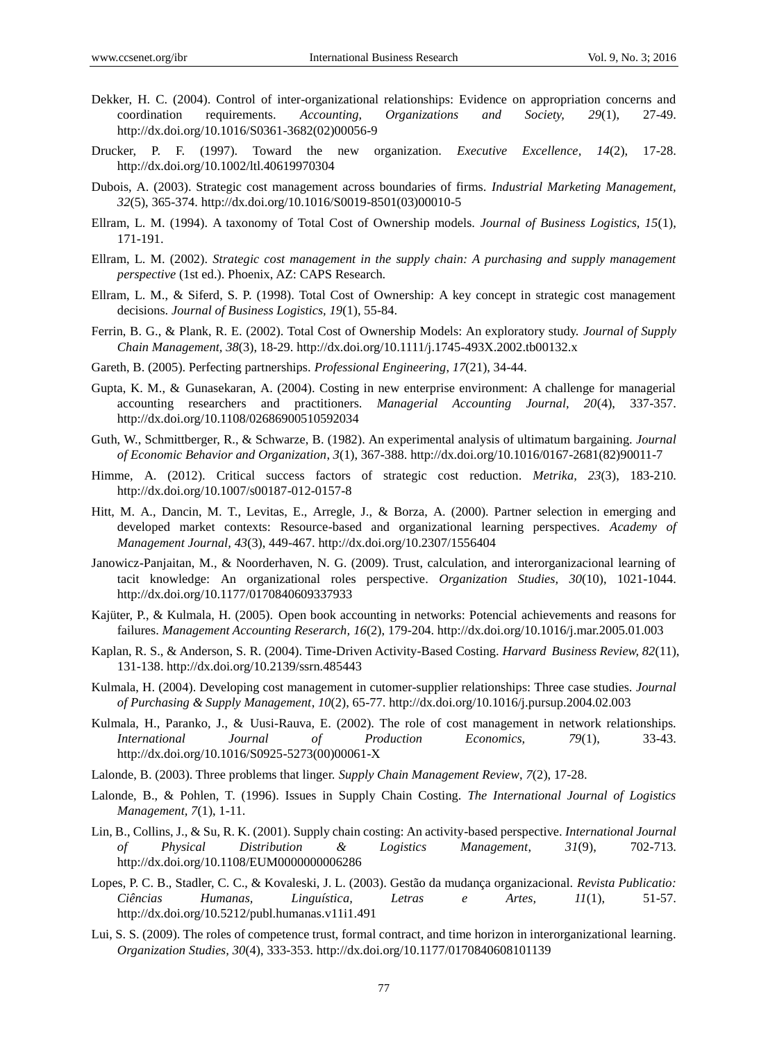Dekker, H. C. (2004). Control of inter-organizational relationships: Evidence on appropriation concerns and coordination requirements. *Accounting, Organizations and Society, 29*(1), 27-49. http://dx.doi.org/10.1016/S0361-3682(02)00056-9

Drucker, P. F. (1997). Toward the new organization. *Executive Excellence, 14*(2), 17-28. http://dx.doi.org/10.1002/ltl.40619970304

Dubois, A. (2003). Strategic cost management across boundaries of firms. *Industrial Marketing Management, 32*(5), 365-374. http://dx.doi.org/10.1016/S0019-8501(03)00010-5

Ellram, L. M. (1994). A taxonomy of Total Cost of Ownership models. *Journal of Business Logistics, 15*(1), 171-191.

Ellram, L. M. (2002). *Strategic cost management in the supply chain: A purchasing and supply management perspective* (1st ed.). Phoenix, AZ: CAPS Research.

Ellram, L. M., & Siferd, S. P. (1998). Total Cost of Ownership: A key concept in strategic cost management decisions. *Journal of Business Logistics, 19*(1), 55-84.

Ferrin, B. G., & Plank, R. E. (2002). Total Cost of Ownership Models: An exploratory study. *Journal of Supply Chain Management, 38*(3), 18-29. http://dx.doi.org/10.1111/j.1745-493X.2002.tb00132.x

Gareth, B. (2005). Perfecting partnerships. *Professional Engineering, 17*(21), 34-44.

Gupta, K. M., & Gunasekaran, A. (2004). Costing in new enterprise environment: A challenge for managerial accounting researchers and practitioners. *Managerial Accounting Journal, 20*(4), 337-357. http://dx.doi.org/10.1108/02686900510592034

Guth, W., Schmittberger, R., & Schwarze, B. (1982). An experimental analysis of ultimatum bargaining. *Journal of Economic Behavior and Organization, 3*(1), 367-388. http://dx.doi.org/10.1016/0167-2681(82)90011-7

Himme, A. (2012). Critical success factors of strategic cost reduction. *Metrika, 23*(3), 183-210. http://dx.doi.org/10.1007/s00187-012-0157-8

Hitt, M. A., Dancin, M. T., Levitas, E., Arregle, J., & Borza, A. (2000). Partner selection in emerging and developed market contexts: Resource-based and organizational learning perspectives. *Academy of Management Journal, 43*(3), 449-467. http://dx.doi.org/10.2307/1556404

Janowicz-Panjaitan, M., & Noorderhaven, N. G. (2009). Trust, calculation, and interorganizacional learning of tacit knowledge: An organizational roles perspective. *Organization Studies, 30*(10), 1021-1044. http://dx.doi.org/10.1177/0170840609337933

Kajüter, P., & Kulmala, H. (2005). Open book accounting in networks: Potencial achievements and reasons for failures. *Management Accounting Reserarch, 16*(2), 179-204. http://dx.doi.org/10.1016/j.mar.2005.01.003

Kaplan, R. S., & Anderson, S. R. (2004). Time-Driven Activity-Based Costing. *Harvard Business Review, 82*(11), 131-138. http://dx.doi.org/10.2139/ssrn.485443

Kulmala, H. (2004). Developing cost management in cutomer-supplier relationships: Three case studies. *Journal of Purchasing & Supply Management, 10*(2), 65-77. http://dx.doi.org/10.1016/j.pursup.2004.02.003

Kulmala, H., Paranko, J., & Uusi-Rauva, E. (2002). The role of cost management in network relationships. *International Journal of Production Economics, 79*(1), 33-43. http://dx.doi.org/10.1016/S0925-5273(00)00061-X

Lalonde, B. (2003). Three problems that linger. *Supply Chain Management Review, 7*(2), 17-28.

Lalonde, B., & Pohlen, T. (1996). Issues in Supply Chain Costing. *The International Journal of Logistics Management, 7*(1), 1-11.

Lin, B., Collins, J., & Su, R. K. (2001). Supply chain costing: An activity-based perspective. *International Journal of Physical Distribution & Logistics Management, 31*(9), 702-713. http://dx.doi.org/10.1108/EUM0000000006286

Lopes, P. C. B., Stadler, C. C., & Kovaleski, J. L. (2003). Gestão da mudança organizacional. *Revista Publicatio: Ciências Humanas, Linguística, Letras e Artes, 11*(1), 51-57. http://dx.doi.org/10.5212/publ.humanas.v11i1.491

Lui, S. S. (2009). The roles of competence trust, formal contract, and time horizon in interorganizational learning. *Organization Studies, 30*(4), 333-353. http://dx.doi.org/10.1177/0170840608101139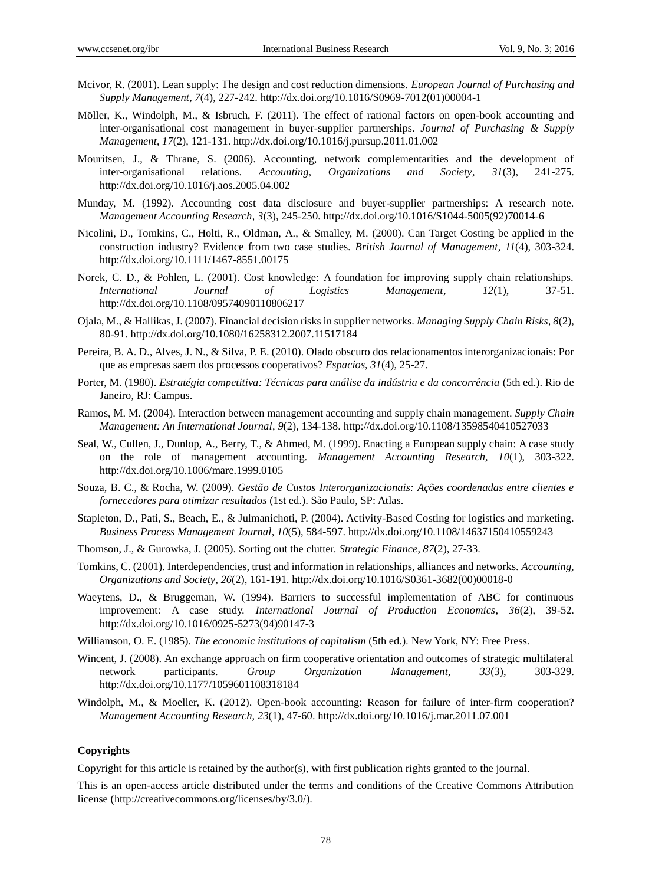Mcivor, R. (2001). Lean supply: The design and cost reduction dimensions. *European Journal of Purchasing and Supply Management*, *7*(4), 227-242. http://dx.doi.org/10.1016/S0969-7012(01)00004-1

Möller, K., Windolph, M., & Isbruch, F. (2011). The effect of rational factors on open-book accounting and inter-organisational cost management in buyer-supplier partnerships. *Journal of Purchasing & Supply Management*, *17*(2), 121-131. http://dx.doi.org/10.1016/j.pursup.2011.01.002

Mouritsen, J., & Thrane, S. (2006). Accounting, network complementarities and the development of inter-organisational relations. *Accounting, Organizations and Society*, *31*(3), 241-275. http://dx.doi.org/10.1016/j.aos.2005.04.002

Munday, M. (1992). Accounting cost data disclosure and buyer-supplier partnerships: A research note. *Management Accounting Research*, *3*(3), 245-250. http://dx.doi.org/10.1016/S1044-5005(92)70014-6

Nicolini, D., Tomkins, C., Holti, R., Oldman, A., & Smalley, M. (2000). Can Target Costing be applied in the construction industry? Evidence from two case studies. *British Journal of Management*, *11*(4), 303-324. http://dx.doi.org/10.1111/1467-8551.00175

Norek, C. D., & Pohlen, L. (2001). Cost knowledge: A foundation for improving supply chain relationships. *International Journal of Logistics Management*, *12*(1), 37-51. http://dx.doi.org/10.1108/09574090110806217

Ojala, M., & Hallikas, J. (2007). Financial decision risks in supplier networks. *Managing Supply Chain Risks, 8*(2), 80-91. http://dx.doi.org/10.1080/16258312.2007.11517184

Pereira, B. A. D., Alves, J. N., & Silva, P. E. (2010). Olado obscuro dos relacionamentos interorganizacionais: Por que as empresas saem dos processos cooperativos? *Espacios*, *31*(4), 25-27.

Porter, M. (1980). *Estratégia competitiva: Técnicas para análise da indústria e da concorrência* (5th ed.). Rio de Janeiro, RJ: Campus.

Ramos, M. M. (2004). Interaction between management accounting and supply chain management. *Supply Chain Management: An International Journal*, *9*(2), 134-138. http://dx.doi.org/10.1108/13598540410527033

Seal, W., Cullen, J., Dunlop, A., Berry, T., & Ahmed, M. (1999). Enacting a European supply chain: A case study on the role of management accounting. *Management Accounting Research*, *10*(1), 303-322. http://dx.doi.org/10.1006/mare.1999.0105

Souza, B. C., & Rocha, W. (2009). *Gestão de Custos Interorganizacionais: Ações coordenadas entre clientes e fornecedores para otimizar resultados* (1st ed.). São Paulo, SP: Atlas.

Stapleton, D., Pati, S., Beach, E., & Julmanichoti, P. (2004). Activity-Based Costing for logistics and marketing. *Business Process Management Journal*, *10*(5), 584-597. http://dx.doi.org/10.1108/14637150410559243

Thomson, J., & Gurowka, J. (2005). Sorting out the clutter. *Strategic Finance, 87*(2), 27-33.

Tomkins, C. (2001). Interdependencies, trust and information in relationships, alliances and networks. *Accounting, Organizations and Society*, *26*(2), 161-191. http://dx.doi.org/10.1016/S0361-3682(00)00018-0

Waeytens, D., & Bruggeman, W. (1994). Barriers to successful implementation of ABC for continuous improvement: A case study. *International Journal of Production Economics*, *36*(2), 39-52. http://dx.doi.org/10.1016/0925-5273(94)90147-3

Williamson, O. E. (1985). *The economic institutions of capitalism* (5th ed.). New York, NY: Free Press.

Wincent, J. (2008). An exchange approach on firm cooperative orientation and outcomes of strategic multilateral network participants. *Group Organization Management*, *33*(3), 303-329. http://dx.doi.org/10.1177/1059601108318184

Windolph, M., & Moeller, K. (2012). Open-book accounting: Reason for failure of inter-firm cooperation? *Management Accounting Research, 23*(1), 47-60. http://dx.doi.org/10.1016/j.mar.2011.07.001

**Copyrights**

Copyright for this article is retained by the author(s), with first publication rights granted to the journal.

This is an open-access article distributed under the terms and conditions of the Creative Commons Attribution license (http://creativecommons.org/licenses/by/3.0/).